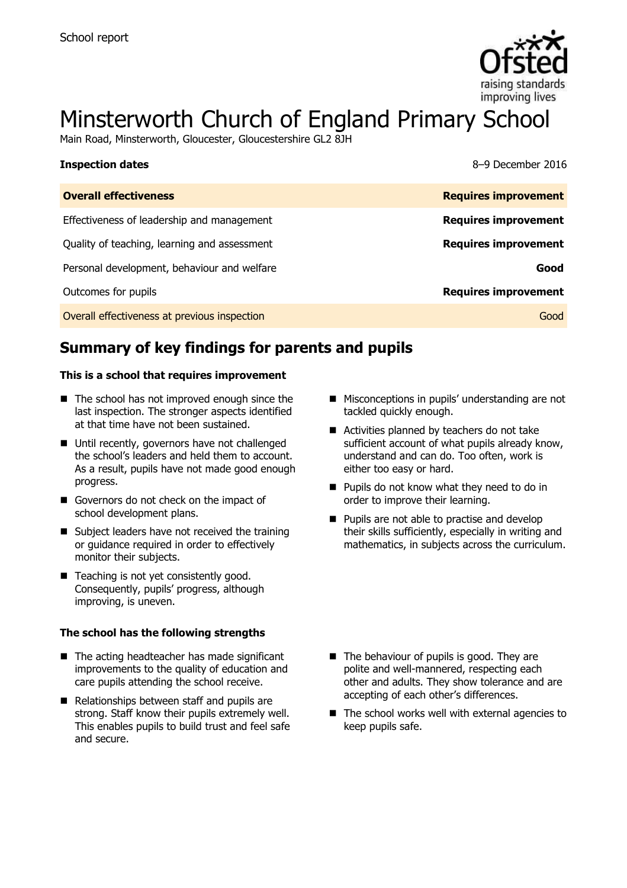School report

# Minsterworth Church of England Primary School

Main Road, Minsterworth, Gloucester, Gloucestershire GL2 8JH

**Inspection dates** 8–9 December 2016

| **Overall effectiveness** | **Requires improvement** |
|---|---|
| Effectiveness of leadership and management | **Requires improvement** |
| Quality of teaching, learning and assessment | **Requires improvement** |
| Personal development, behaviour and welfare | **Good** |
| Outcomes for pupils | **Requires improvement** |
| Overall effectiveness at previous inspection | Good |

## Summary of key findings for parents and pupils

**This is a school that requires improvement**

- The school has not improved enough since the last inspection. The stronger aspects identified at that time have not been sustained.
- Until recently, governors have not challenged the school's leaders and held them to account. As a result, pupils have not made good enough progress.
- Governors do not check on the impact of school development plans.
- Subject leaders have not received the training or guidance required in order to effectively monitor their subjects.
- Teaching is not yet consistently good. Consequently, pupils' progress, although improving, is uneven.
- Misconceptions in pupils' understanding are not tackled quickly enough.
- Activities planned by teachers do not take sufficient account of what pupils already know, understand and can do. Too often, work is either too easy or hard.
- Pupils do not know what they need to do in order to improve their learning.
- Pupils are not able to practise and develop their skills sufficiently, especially in writing and mathematics, in subjects across the curriculum.

**The school has the following strengths**

- The acting headteacher has made significant improvements to the quality of education and care pupils attending the school receive.
- Relationships between staff and pupils are strong. Staff know their pupils extremely well. This enables pupils to build trust and feel safe and secure.
- The behaviour of pupils is good. They are polite and well-mannered, respecting each other and adults. They show tolerance and are accepting of each other's differences.
- The school works well with external agencies to keep pupils safe.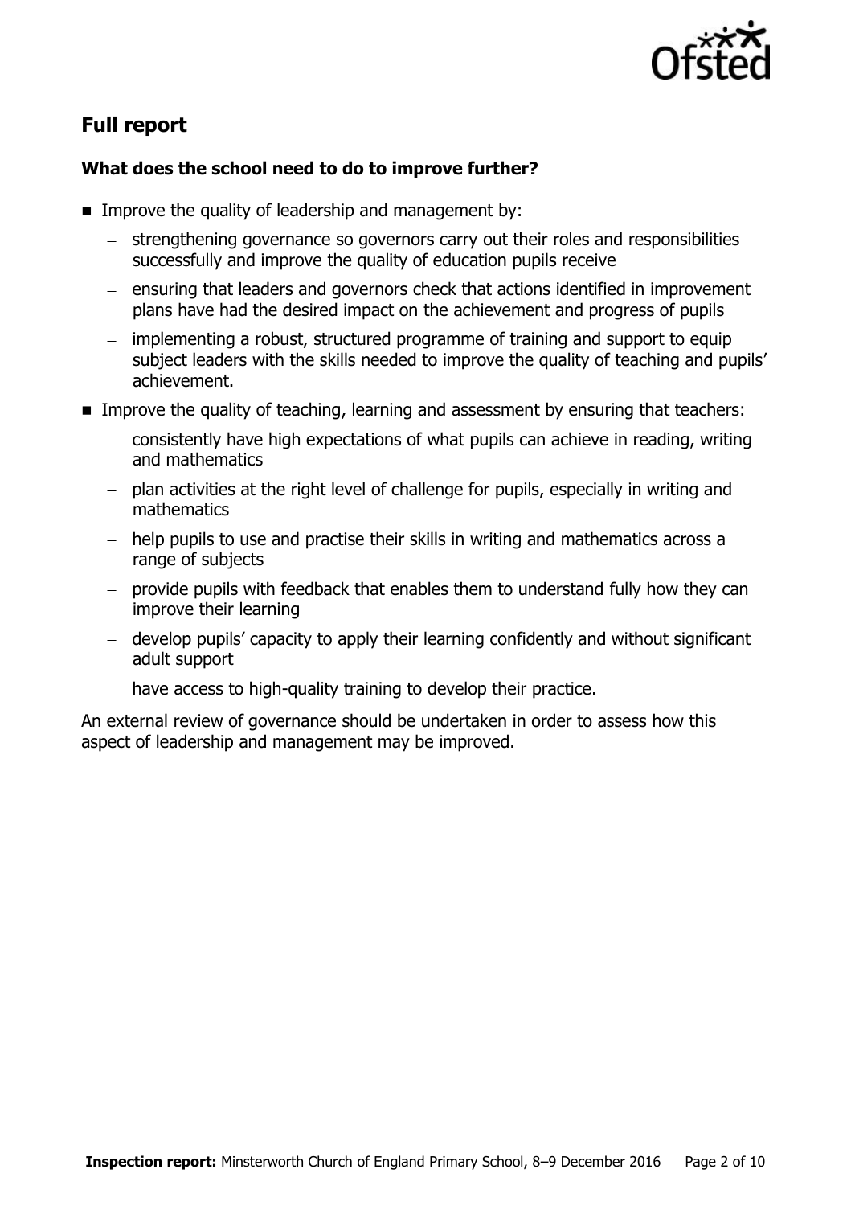## Full report

### What does the school need to do to improve further?

- Improve the quality of leadership and management by:
  - strengthening governance so governors carry out their roles and responsibilities successfully and improve the quality of education pupils receive
  - ensuring that leaders and governors check that actions identified in improvement plans have had the desired impact on the achievement and progress of pupils
  - implementing a robust, structured programme of training and support to equip subject leaders with the skills needed to improve the quality of teaching and pupils' achievement.
- Improve the quality of teaching, learning and assessment by ensuring that teachers:
  - consistently have high expectations of what pupils can achieve in reading, writing and mathematics
  - plan activities at the right level of challenge for pupils, especially in writing and mathematics
  - help pupils to use and practise their skills in writing and mathematics across a range of subjects
  - provide pupils with feedback that enables them to understand fully how they can improve their learning
  - develop pupils' capacity to apply their learning confidently and without significant adult support
  - have access to high-quality training to develop their practice.

An external review of governance should be undertaken in order to assess how this aspect of leadership and management may be improved.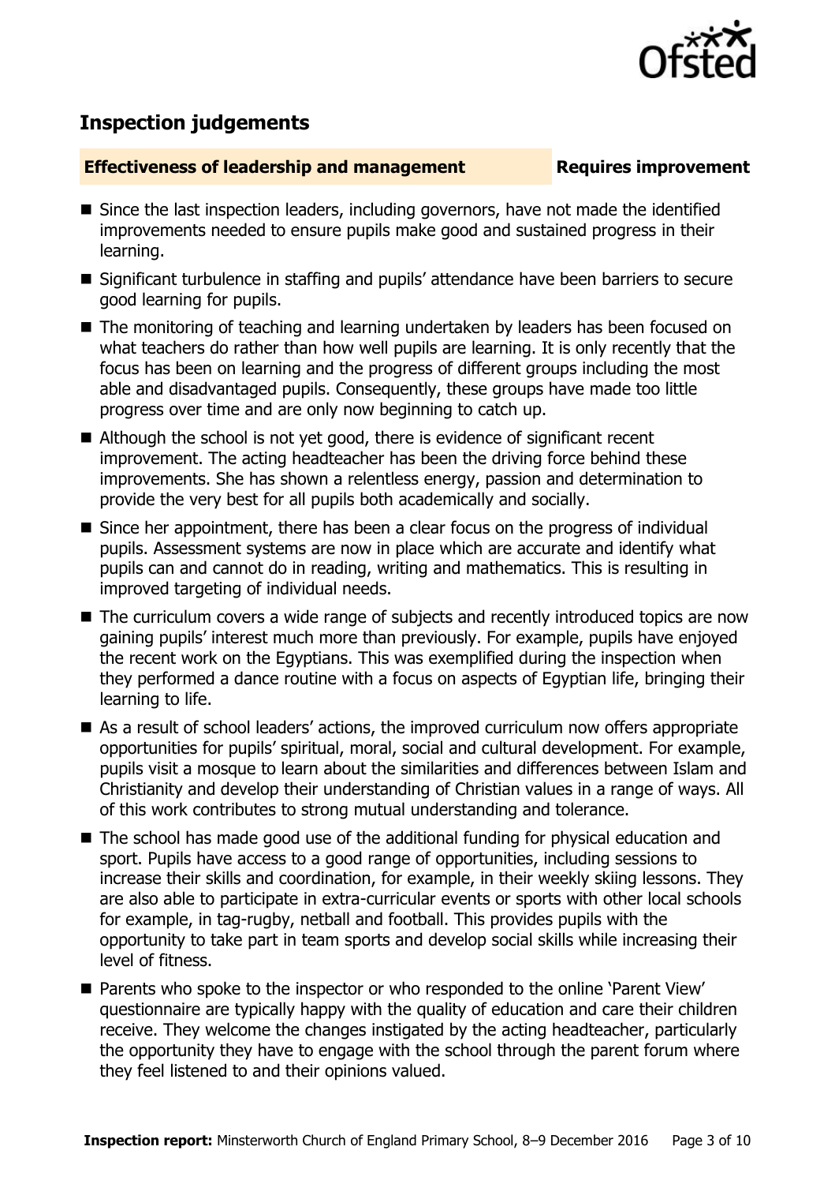## Inspection judgements

**Effectiveness of leadership and management** **Requires improvement**

- Since the last inspection leaders, including governors, have not made the identified improvements needed to ensure pupils make good and sustained progress in their learning.
- Significant turbulence in staffing and pupils' attendance have been barriers to secure good learning for pupils.
- The monitoring of teaching and learning undertaken by leaders has been focused on what teachers do rather than how well pupils are learning. It is only recently that the focus has been on learning and the progress of different groups including the most able and disadvantaged pupils. Consequently, these groups have made too little progress over time and are only now beginning to catch up.
- Although the school is not yet good, there is evidence of significant recent improvement. The acting headteacher has been the driving force behind these improvements. She has shown a relentless energy, passion and determination to provide the very best for all pupils both academically and socially.
- Since her appointment, there has been a clear focus on the progress of individual pupils. Assessment systems are now in place which are accurate and identify what pupils can and cannot do in reading, writing and mathematics. This is resulting in improved targeting of individual needs.
- The curriculum covers a wide range of subjects and recently introduced topics are now gaining pupils' interest much more than previously. For example, pupils have enjoyed the recent work on the Egyptians. This was exemplified during the inspection when they performed a dance routine with a focus on aspects of Egyptian life, bringing their learning to life.
- As a result of school leaders' actions, the improved curriculum now offers appropriate opportunities for pupils' spiritual, moral, social and cultural development. For example, pupils visit a mosque to learn about the similarities and differences between Islam and Christianity and develop their understanding of Christian values in a range of ways. All of this work contributes to strong mutual understanding and tolerance.
- The school has made good use of the additional funding for physical education and sport. Pupils have access to a good range of opportunities, including sessions to increase their skills and coordination, for example, in their weekly skiing lessons. They are also able to participate in extra-curricular events or sports with other local schools for example, in tag-rugby, netball and football. This provides pupils with the opportunity to take part in team sports and develop social skills while increasing their level of fitness.
- Parents who spoke to the inspector or who responded to the online 'Parent View' questionnaire are typically happy with the quality of education and care their children receive. They welcome the changes instigated by the acting headteacher, particularly the opportunity they have to engage with the school through the parent forum where they feel listened to and their opinions valued.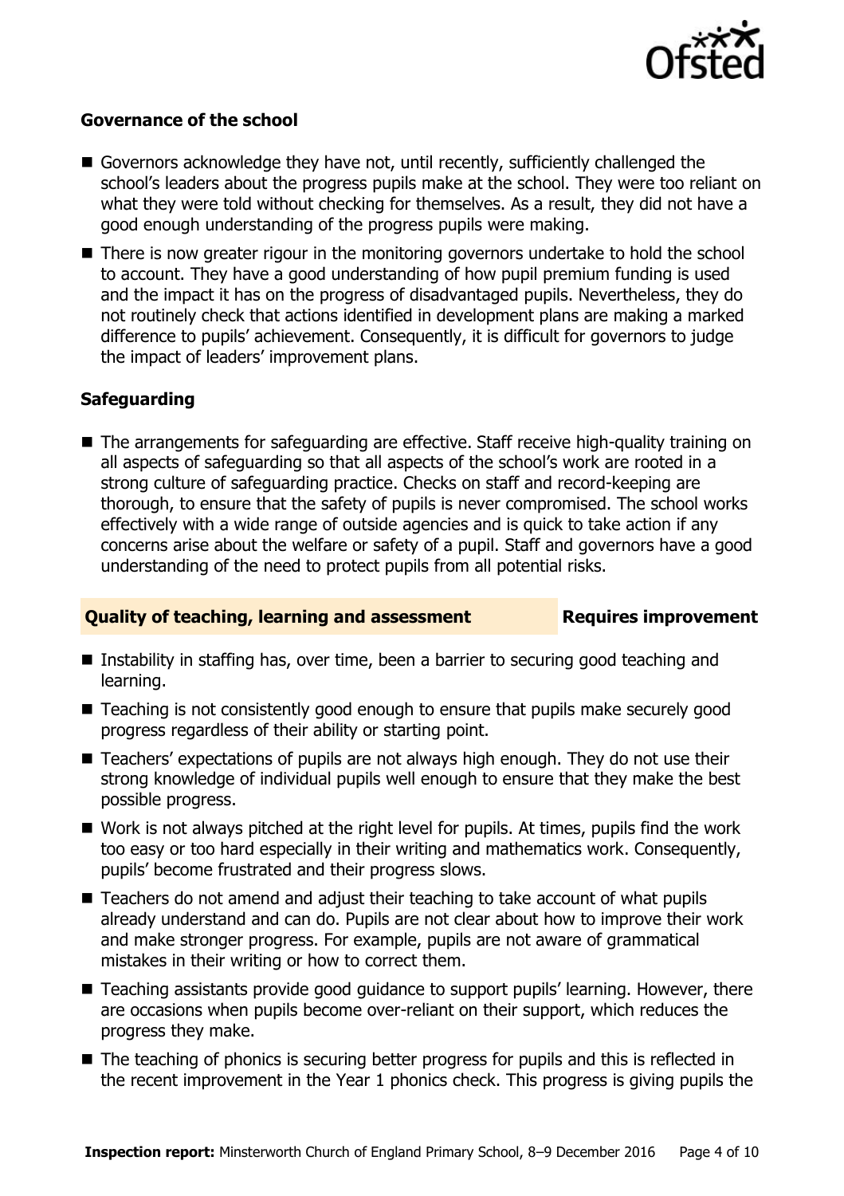### Governance of the school

- Governors acknowledge they have not, until recently, sufficiently challenged the school's leaders about the progress pupils make at the school. They were too reliant on what they were told without checking for themselves. As a result, they did not have a good enough understanding of the progress pupils were making.
- There is now greater rigour in the monitoring governors undertake to hold the school to account. They have a good understanding of how pupil premium funding is used and the impact it has on the progress of disadvantaged pupils. Nevertheless, they do not routinely check that actions identified in development plans are making a marked difference to pupils' achievement. Consequently, it is difficult for governors to judge the impact of leaders' improvement plans.

### Safeguarding

- The arrangements for safeguarding are effective. Staff receive high-quality training on all aspects of safeguarding so that all aspects of the school's work are rooted in a strong culture of safeguarding practice. Checks on staff and record-keeping are thorough, to ensure that the safety of pupils is never compromised. The school works effectively with a wide range of outside agencies and is quick to take action if any concerns arise about the welfare or safety of a pupil. Staff and governors have a good understanding of the need to protect pupils from all potential risks.

## Quality of teaching, learning and assessment — Requires improvement

- Instability in staffing has, over time, been a barrier to securing good teaching and learning.
- Teaching is not consistently good enough to ensure that pupils make securely good progress regardless of their ability or starting point.
- Teachers' expectations of pupils are not always high enough. They do not use their strong knowledge of individual pupils well enough to ensure that they make the best possible progress.
- Work is not always pitched at the right level for pupils. At times, pupils find the work too easy or too hard especially in their writing and mathematics work. Consequently, pupils' become frustrated and their progress slows.
- Teachers do not amend and adjust their teaching to take account of what pupils already understand and can do. Pupils are not clear about how to improve their work and make stronger progress. For example, pupils are not aware of grammatical mistakes in their writing or how to correct them.
- Teaching assistants provide good guidance to support pupils' learning. However, there are occasions when pupils become over-reliant on their support, which reduces the progress they make.
- The teaching of phonics is securing better progress for pupils and this is reflected in the recent improvement in the Year 1 phonics check. This progress is giving pupils the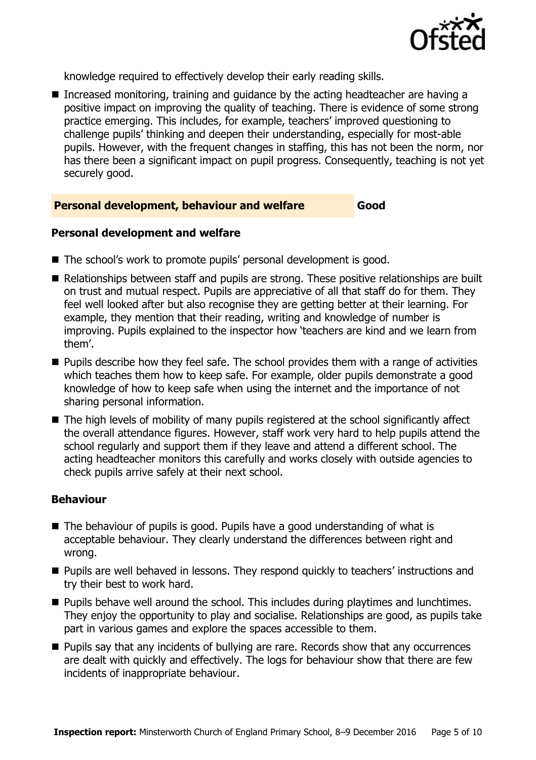knowledge required to effectively develop their early reading skills.

- Increased monitoring, training and guidance by the acting headteacher are having a positive impact on improving the quality of teaching. There is evidence of some strong practice emerging. This includes, for example, teachers' improved questioning to challenge pupils' thinking and deepen their understanding, especially for most-able pupils. However, with the frequent changes in staffing, this has not been the norm, nor has there been a significant impact on pupil progress. Consequently, teaching is not yet securely good.

## Personal development, behaviour and welfare — Good

### Personal development and welfare

- The school's work to promote pupils' personal development is good.
- Relationships between staff and pupils are strong. These positive relationships are built on trust and mutual respect. Pupils are appreciative of all that staff do for them. They feel well looked after but also recognise they are getting better at their learning. For example, they mention that their reading, writing and knowledge of number is improving. Pupils explained to the inspector how 'teachers are kind and we learn from them'.
- Pupils describe how they feel safe. The school provides them with a range of activities which teaches them how to keep safe. For example, older pupils demonstrate a good knowledge of how to keep safe when using the internet and the importance of not sharing personal information.
- The high levels of mobility of many pupils registered at the school significantly affect the overall attendance figures. However, staff work very hard to help pupils attend the school regularly and support them if they leave and attend a different school. The acting headteacher monitors this carefully and works closely with outside agencies to check pupils arrive safely at their next school.

### Behaviour

- The behaviour of pupils is good. Pupils have a good understanding of what is acceptable behaviour. They clearly understand the differences between right and wrong.
- Pupils are well behaved in lessons. They respond quickly to teachers' instructions and try their best to work hard.
- Pupils behave well around the school. This includes during playtimes and lunchtimes. They enjoy the opportunity to play and socialise. Relationships are good, as pupils take part in various games and explore the spaces accessible to them.
- Pupils say that any incidents of bullying are rare. Records show that any occurrences are dealt with quickly and effectively. The logs for behaviour show that there are few incidents of inappropriate behaviour.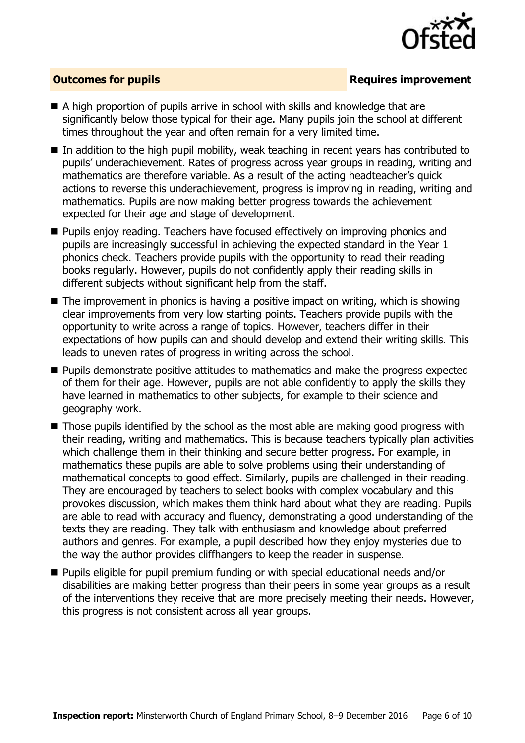## Outcomes for pupils — Requires improvement

- A high proportion of pupils arrive in school with skills and knowledge that are significantly below those typical for their age. Many pupils join the school at different times throughout the year and often remain for a very limited time.
- In addition to the high pupil mobility, weak teaching in recent years has contributed to pupils' underachievement. Rates of progress across year groups in reading, writing and mathematics are therefore variable. As a result of the acting headteacher's quick actions to reverse this underachievement, progress is improving in reading, writing and mathematics. Pupils are now making better progress towards the achievement expected for their age and stage of development.
- Pupils enjoy reading. Teachers have focused effectively on improving phonics and pupils are increasingly successful in achieving the expected standard in the Year 1 phonics check. Teachers provide pupils with the opportunity to read their reading books regularly. However, pupils do not confidently apply their reading skills in different subjects without significant help from the staff.
- The improvement in phonics is having a positive impact on writing, which is showing clear improvements from very low starting points. Teachers provide pupils with the opportunity to write across a range of topics. However, teachers differ in their expectations of how pupils can and should develop and extend their writing skills. This leads to uneven rates of progress in writing across the school.
- Pupils demonstrate positive attitudes to mathematics and make the progress expected of them for their age. However, pupils are not able confidently to apply the skills they have learned in mathematics to other subjects, for example to their science and geography work.
- Those pupils identified by the school as the most able are making good progress with their reading, writing and mathematics. This is because teachers typically plan activities which challenge them in their thinking and secure better progress. For example, in mathematics these pupils are able to solve problems using their understanding of mathematical concepts to good effect. Similarly, pupils are challenged in their reading. They are encouraged by teachers to select books with complex vocabulary and this provokes discussion, which makes them think hard about what they are reading. Pupils are able to read with accuracy and fluency, demonstrating a good understanding of the texts they are reading. They talk with enthusiasm and knowledge about preferred authors and genres. For example, a pupil described how they enjoy mysteries due to the way the author provides cliffhangers to keep the reader in suspense.
- Pupils eligible for pupil premium funding or with special educational needs and/or disabilities are making better progress than their peers in some year groups as a result of the interventions they receive that are more precisely meeting their needs. However, this progress is not consistent across all year groups.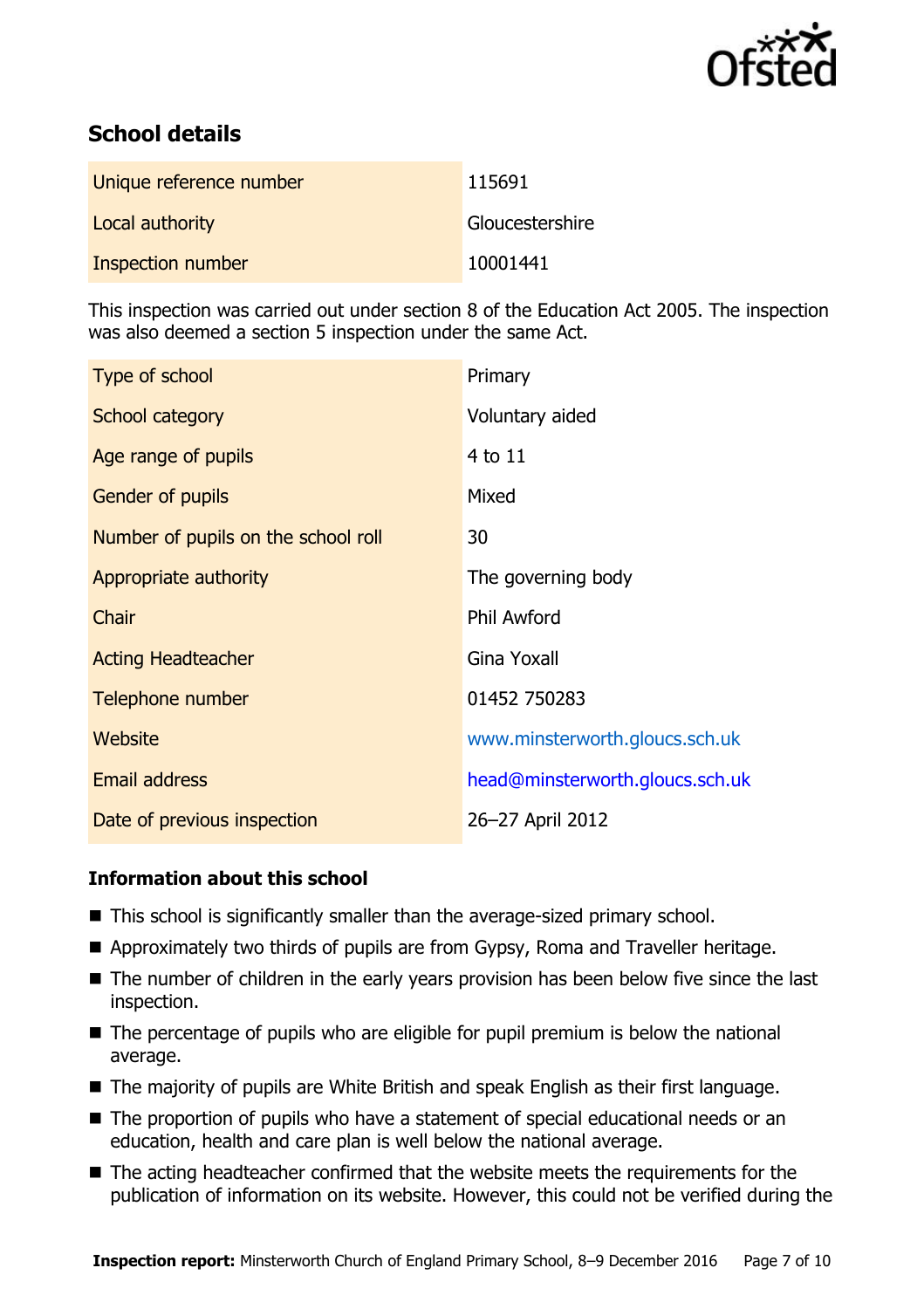## School details

| | |
|---|---|
| Unique reference number | 115691 |
| Local authority | Gloucestershire |
| Inspection number | 10001441 |

This inspection was carried out under section 8 of the Education Act 2005. The inspection was also deemed a section 5 inspection under the same Act.

| | |
|---|---|
| Type of school | Primary |
| School category | Voluntary aided |
| Age range of pupils | 4 to 11 |
| Gender of pupils | Mixed |
| Number of pupils on the school roll | 30 |
| Appropriate authority | The governing body |
| Chair | Phil Awford |
| Acting Headteacher | Gina Yoxall |
| Telephone number | 01452 750283 |
| Website | www.minsterworth.gloucs.sch.uk |
| Email address | head@minsterworth.gloucs.sch.uk |
| Date of previous inspection | 26–27 April 2012 |

### Information about this school

- This school is significantly smaller than the average-sized primary school.
- Approximately two thirds of pupils are from Gypsy, Roma and Traveller heritage.
- The number of children in the early years provision has been below five since the last inspection.
- The percentage of pupils who are eligible for pupil premium is below the national average.
- The majority of pupils are White British and speak English as their first language.
- The proportion of pupils who have a statement of special educational needs or an education, health and care plan is well below the national average.
- The acting headteacher confirmed that the website meets the requirements for the publication of information on its website. However, this could not be verified during the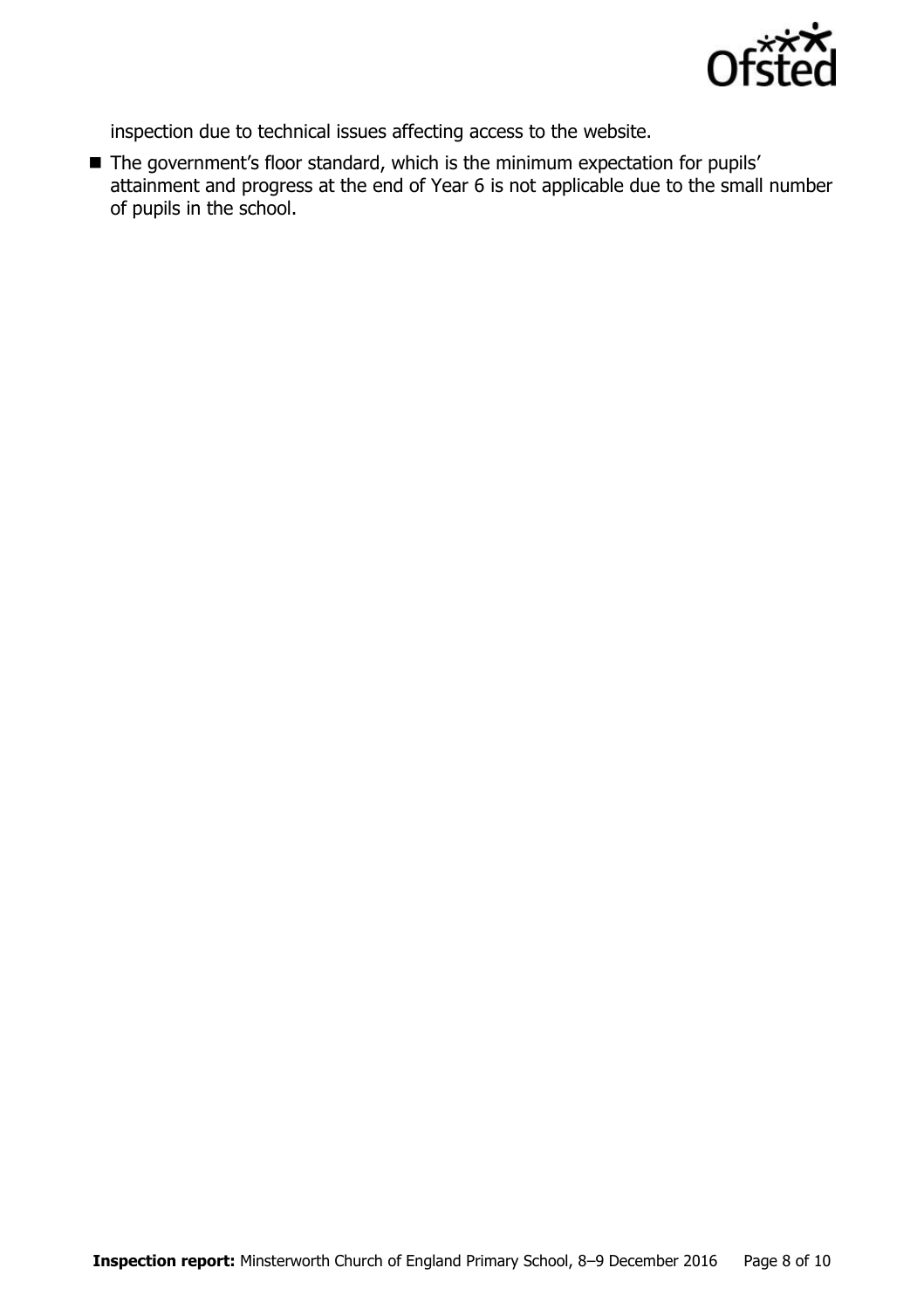inspection due to technical issues affecting access to the website.

- The government's floor standard, which is the minimum expectation for pupils' attainment and progress at the end of Year 6 is not applicable due to the small number of pupils in the school.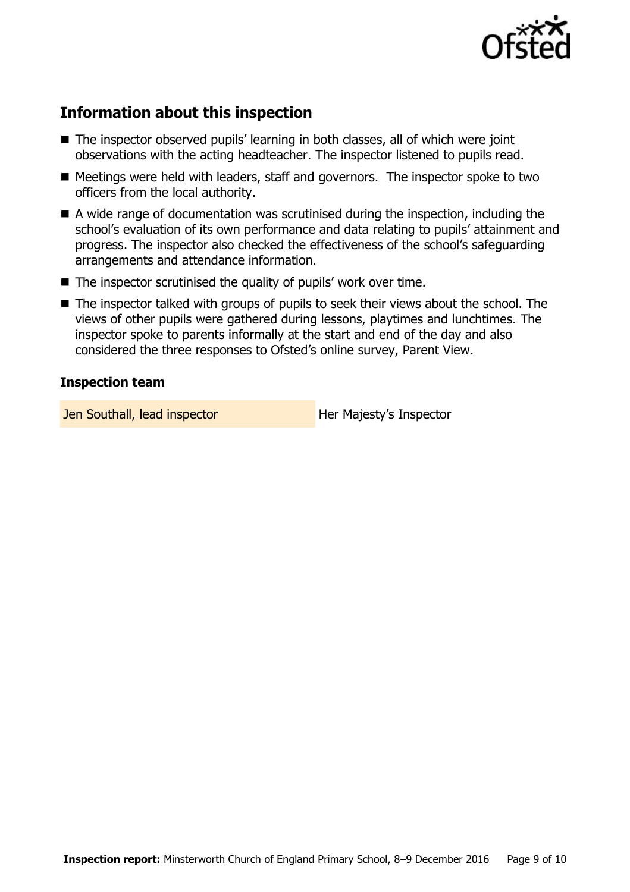## Information about this inspection

- The inspector observed pupils' learning in both classes, all of which were joint observations with the acting headteacher. The inspector listened to pupils read.
- Meetings were held with leaders, staff and governors. The inspector spoke to two officers from the local authority.
- A wide range of documentation was scrutinised during the inspection, including the school's evaluation of its own performance and data relating to pupils' attainment and progress. The inspector also checked the effectiveness of the school's safeguarding arrangements and attendance information.
- The inspector scrutinised the quality of pupils' work over time.
- The inspector talked with groups of pupils to seek their views about the school. The views of other pupils were gathered during lessons, playtimes and lunchtimes. The inspector spoke to parents informally at the start and end of the day and also considered the three responses to Ofsted's online survey, Parent View.

### Inspection team

| | |
|---|---|
| Jen Southall, lead inspector | Her Majesty's Inspector |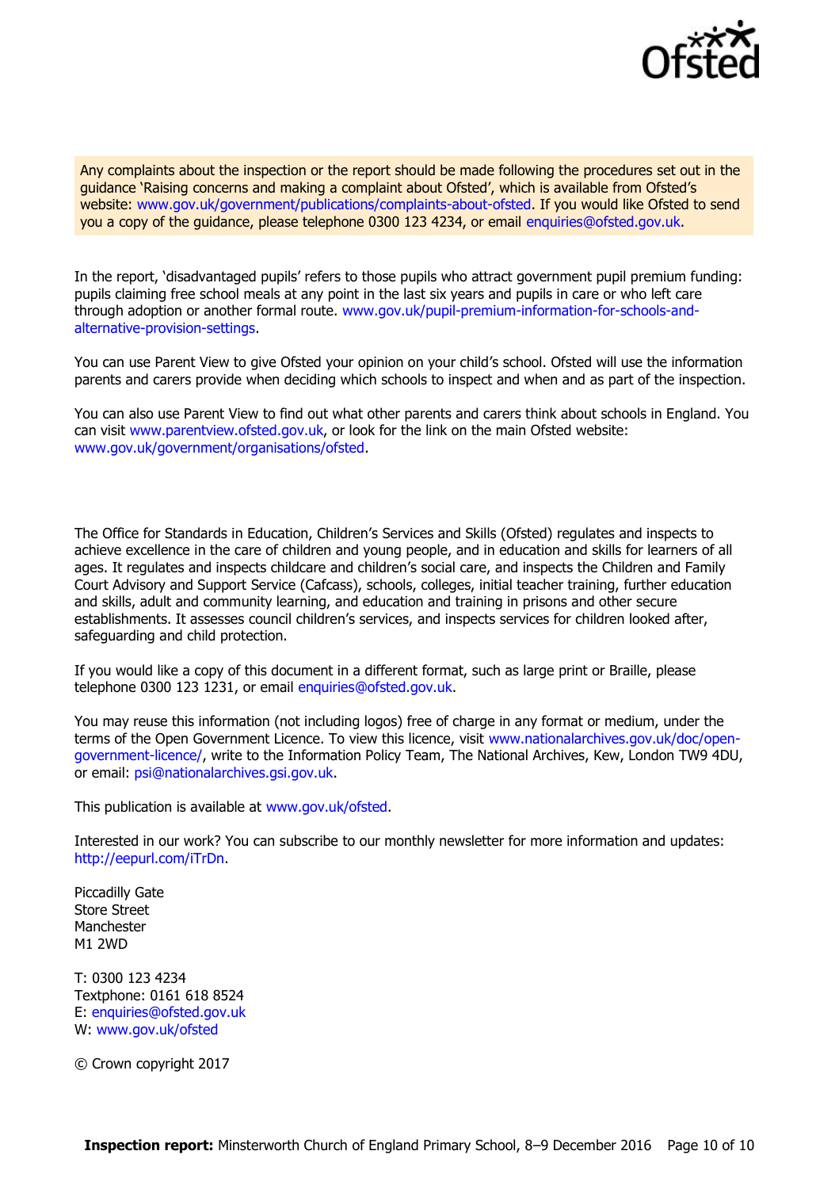Any complaints about the inspection or the report should be made following the procedures set out in the guidance 'Raising concerns and making a complaint about Ofsted', which is available from Ofsted's website: www.gov.uk/government/publications/complaints-about-ofsted. If you would like Ofsted to send you a copy of the guidance, please telephone 0300 123 4234, or email enquiries@ofsted.gov.uk.

In the report, 'disadvantaged pupils' refers to those pupils who attract government pupil premium funding: pupils claiming free school meals at any point in the last six years and pupils in care or who left care through adoption or another formal route. www.gov.uk/pupil-premium-information-for-schools-and-alternative-provision-settings.

You can use Parent View to give Ofsted your opinion on your child's school. Ofsted will use the information parents and carers provide when deciding which schools to inspect and when and as part of the inspection.

You can also use Parent View to find out what other parents and carers think about schools in England. You can visit www.parentview.ofsted.gov.uk, or look for the link on the main Ofsted website: www.gov.uk/government/organisations/ofsted.

The Office for Standards in Education, Children's Services and Skills (Ofsted) regulates and inspects to achieve excellence in the care of children and young people, and in education and skills for learners of all ages. It regulates and inspects childcare and children's social care, and inspects the Children and Family Court Advisory and Support Service (Cafcass), schools, colleges, initial teacher training, further education and skills, adult and community learning, and education and training in prisons and other secure establishments. It assesses council children's services, and inspects services for children looked after, safeguarding and child protection.

If you would like a copy of this document in a different format, such as large print or Braille, please telephone 0300 123 1231, or email enquiries@ofsted.gov.uk.

You may reuse this information (not including logos) free of charge in any format or medium, under the terms of the Open Government Licence. To view this licence, visit www.nationalarchives.gov.uk/doc/open-government-licence/, write to the Information Policy Team, The National Archives, Kew, London TW9 4DU, or email: psi@nationalarchives.gsi.gov.uk.

This publication is available at www.gov.uk/ofsted.

Interested in our work? You can subscribe to our monthly newsletter for more information and updates: http://eepurl.com/iTrDn.

Piccadilly Gate  
Store Street  
Manchester  
M1 2WD

T: 0300 123 4234  
Textphone: 0161 618 8524  
E: enquiries@ofsted.gov.uk  
W: www.gov.uk/ofsted

© Crown copyright 2017